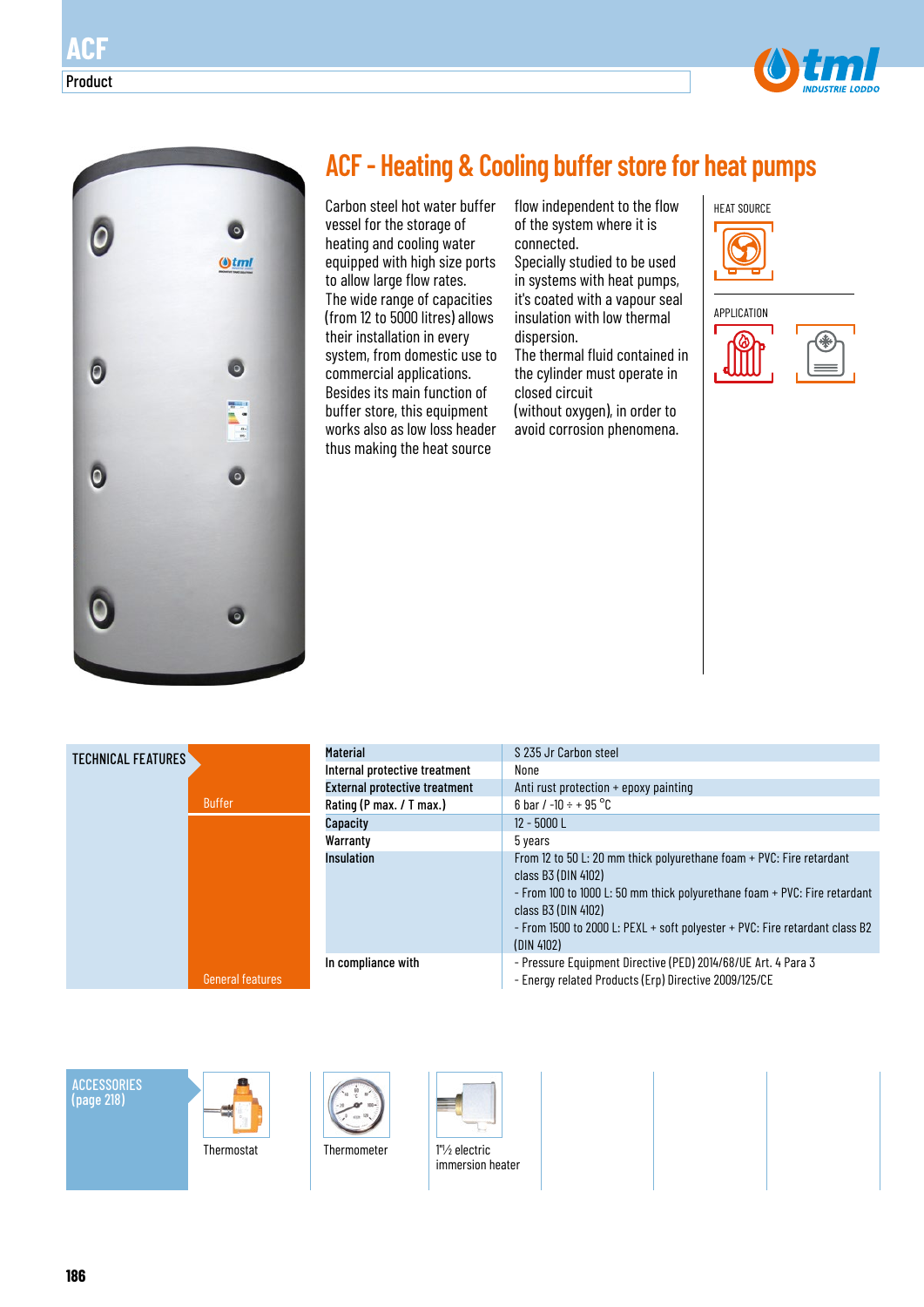# ACF

Product

## ACF - Heating & Cooling buffer store for heat pumps

Carbon steel hot water buffer vessel for the storage of heating and cooling water equipped with high size ports to allow large flow rates.
The wide range of capacities (from 12 to 5000 litres) allows their installation in every system, from domestic use to commercial applications.
Besides its main function of buffer store, this equipment works also as low loss header thus making the heat source flow independent to the flow of the system where it is connected.
Specially studied to be used in systems with heat pumps, it's coated with a vapour seal insulation with low thermal dispersion.
The thermal fluid contained in the cylinder must operate in closed circuit (without oxygen), in order to avoid corrosion phenomena.

HEAT SOURCE

APPLICATION

### TECHNICAL FEATURES

| | | |
|---|---|---|
| Buffer | **Material** | S 235 Jr Carbon steel |
| | **Internal protective treatment** | None |
| | **External protective treatment** | Anti rust protection + epoxy painting |
| | **Rating (P max. / T max.)** | 6 bar / -10 ÷ + 95 °C |
| General features | **Capacity** | 12 - 5000 L |
| | **Warranty** | 5 years |
| | **Insulation** | From 12 to 50 L: 20 mm thick polyurethane foam + PVC: Fire retardant class B3 (DIN 4102)<br>- From 100 to 1000 L: 50 mm thick polyurethane foam + PVC: Fire retardant class B3 (DIN 4102)<br>- From 1500 to 2000 L: PEXL + soft polyester + PVC: Fire retardant class B2 (DIN 4102) |
| | **In compliance with** | - Pressure Equipment Directive (PED) 2014/68/UE Art. 4 Para 3<br>- Energy related Products (Erp) Directive 2009/125/CE |

### ACCESSORIES (page 218)

- Thermostat
- Thermometer
- 1"½ electric immersion heater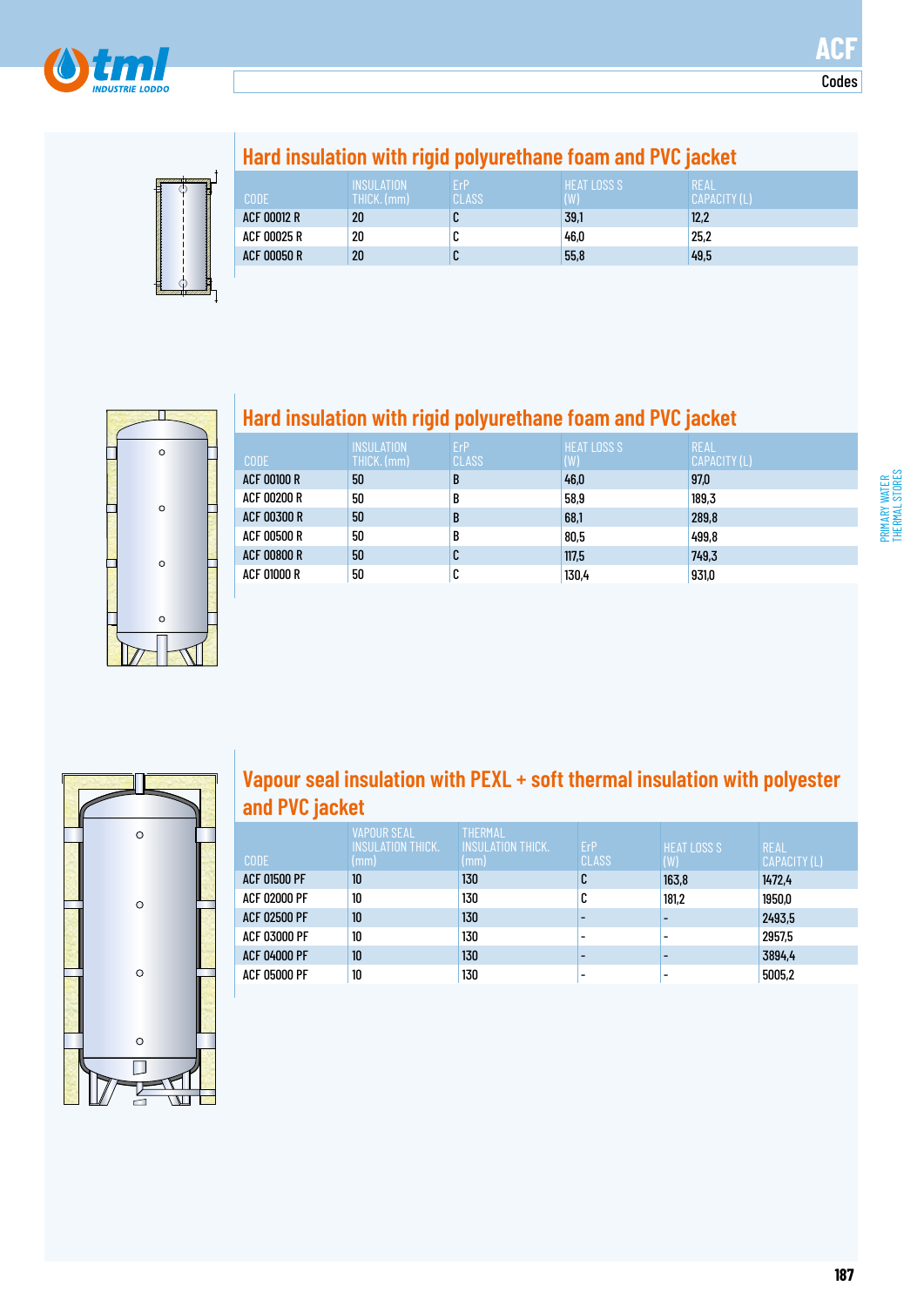# ACF

Codes

## Hard insulation with rigid polyurethane foam and PVC jacket

| CODE | INSULATION THICK. (mm) | ErP CLASS | HEAT LOSS S (W) | REAL CAPACITY (L) |
|---|---|---|---|---|
| ACF 00012 R | 20 | C | 39,1 | 12,2 |
| ACF 00025 R | 20 | C | 46,0 | 25,2 |
| ACF 00050 R | 20 | C | 55,8 | 49,5 |

## Hard insulation with rigid polyurethane foam and PVC jacket

| CODE | INSULATION THICK. (mm) | ErP CLASS | HEAT LOSS S (W) | REAL CAPACITY (L) |
|---|---|---|---|---|
| ACF 00100 R | 50 | B | 46,0 | 97,0 |
| ACF 00200 R | 50 | B | 58,9 | 189,3 |
| ACF 00300 R | 50 | B | 68,1 | 289,8 |
| ACF 00500 R | 50 | B | 80,5 | 499,8 |
| ACF 00800 R | 50 | C | 117,5 | 749,3 |
| ACF 01000 R | 50 | C | 130,4 | 931,0 |

## Vapour seal insulation with PEXL + soft thermal insulation with polyester and PVC jacket

| CODE | VAPOUR SEAL INSULATION THICK. (mm) | THERMAL INSULATION THICK. (mm) | ErP CLASS | HEAT LOSS S (W) | REAL CAPACITY (L) |
|---|---|---|---|---|---|
| ACF 01500 PF | 10 | 130 | C | 163,8 | 1472,4 |
| ACF 02000 PF | 10 | 130 | C | 181,2 | 1950,0 |
| ACF 02500 PF | 10 | 130 | - | - | 2493,5 |
| ACF 03000 PF | 10 | 130 | - | - | 2957,5 |
| ACF 04000 PF | 10 | 130 | - | - | 3894,4 |
| ACF 05000 PF | 10 | 130 | - | - | 5005,2 |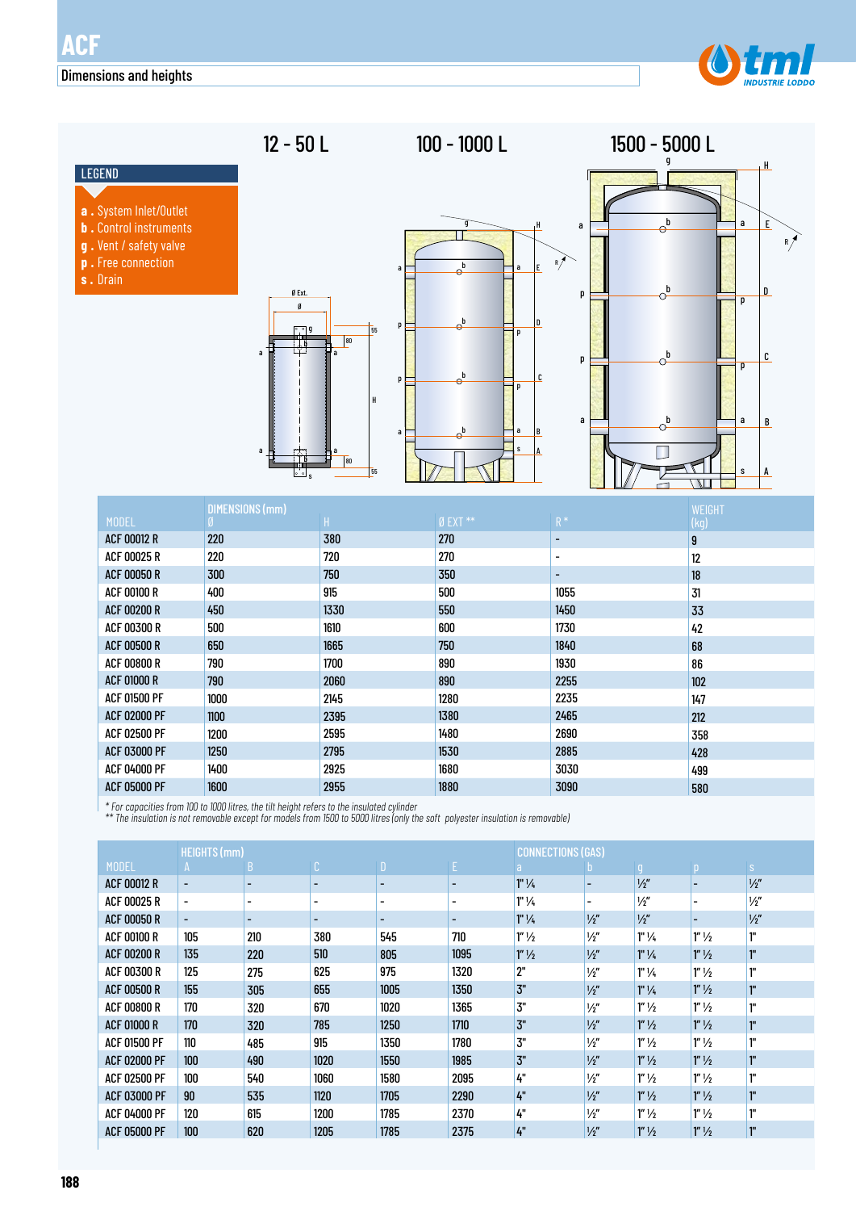# ACF

## Dimensions and heights

12 - 50 L | 100 - 1000 L | 1500 - 5000 L

**LEGEND**

- **a .** System Inlet/Outlet
- **b .** Control instruments
- **g .** Vent / safety valve
- **p .** Free connection
- **s .** Drain

| MODEL | DIMENSIONS (mm) Ø | H | Ø EXT ** | R * | WEIGHT (kg) |
|---|---|---|---|---|---|
| ACF 00012 R | 220 | 380 | 270 | - | 9 |
| ACF 00025 R | 220 | 720 | 270 | - | 12 |
| ACF 00050 R | 300 | 750 | 350 | - | 18 |
| ACF 00100 R | 400 | 915 | 500 | 1055 | 31 |
| ACF 00200 R | 450 | 1330 | 550 | 1450 | 33 |
| ACF 00300 R | 500 | 1610 | 600 | 1730 | 42 |
| ACF 00500 R | 650 | 1665 | 750 | 1840 | 68 |
| ACF 00800 R | 790 | 1700 | 890 | 1930 | 86 |
| ACF 01000 R | 790 | 2060 | 890 | 2255 | 102 |
| ACF 01500 PF | 1000 | 2145 | 1280 | 2235 | 147 |
| ACF 02000 PF | 1100 | 2395 | 1380 | 2465 | 212 |
| ACF 02500 PF | 1200 | 2595 | 1480 | 2690 | 358 |
| ACF 03000 PF | 1250 | 2795 | 1530 | 2885 | 428 |
| ACF 04000 PF | 1400 | 2925 | 1680 | 3030 | 499 |
| ACF 05000 PF | 1600 | 2955 | 1880 | 3090 | 580 |

*\* For capacities from 100 to 1000 litres, the tilt height refers to the insulated cylinder*
*\*\* The insulation is not removable except for models from 1500 to 5000 litres (only the soft polyester insulation is removable)*

| MODEL | HEIGHTS (mm) A | B | C | D | E | CONNECTIONS (GAS) a | b | g | p | s |
|---|---|---|---|---|---|---|---|---|---|---|
| ACF 00012 R | - | - | - | - | - | 1" ¼ | - | ½" | - | ½" |
| ACF 00025 R | - | - | - | - | - | 1" ¼ | - | ½" | - | ½" |
| ACF 00050 R | - | - | - | - | - | 1" ¼ | ½" | ½" | - | ½" |
| ACF 00100 R | 105 | 210 | 380 | 545 | 710 | 1" ½ | ½" | 1" ¼ | 1" ½ | 1" |
| ACF 00200 R | 135 | 220 | 510 | 805 | 1095 | 1" ½ | ½" | 1" ¼ | 1" ½ | 1" |
| ACF 00300 R | 125 | 275 | 625 | 975 | 1320 | 2" | ½" | 1" ¼ | 1" ½ | 1" |
| ACF 00500 R | 155 | 305 | 655 | 1005 | 1350 | 3" | ½" | 1" ¼ | 1" ½ | 1" |
| ACF 00800 R | 170 | 320 | 670 | 1020 | 1365 | 3" | ½" | 1" ½ | 1" ½ | 1" |
| ACF 01000 R | 170 | 320 | 785 | 1250 | 1710 | 3" | ½" | 1" ½ | 1" ½ | 1" |
| ACF 01500 PF | 110 | 485 | 915 | 1350 | 1780 | 3" | ½" | 1" ½ | 1" ½ | 1" |
| ACF 02000 PF | 100 | 490 | 1020 | 1550 | 1985 | 3" | ½" | 1" ½ | 1" ½ | 1" |
| ACF 02500 PF | 100 | 540 | 1060 | 1580 | 2095 | 4" | ½" | 1" ½ | 1" ½ | 1" |
| ACF 03000 PF | 90 | 535 | 1120 | 1705 | 2290 | 4" | ½" | 1" ½ | 1" ½ | 1" |
| ACF 04000 PF | 120 | 615 | 1200 | 1785 | 2370 | 4" | ½" | 1" ½ | 1" ½ | 1" |
| ACF 05000 PF | 100 | 620 | 1205 | 1785 | 2375 | 4" | ½" | 1" ½ | 1" ½ | 1" |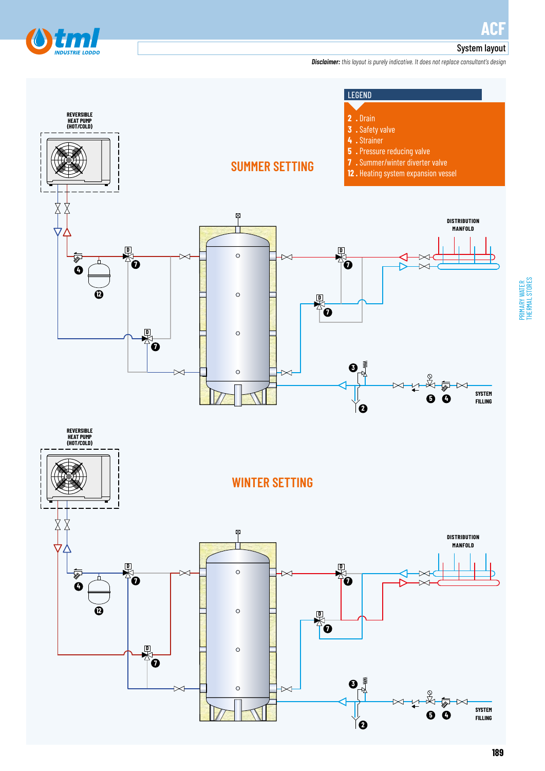# ACF

## System layout

**Disclaimer:** *this layout is purely indicative. It does not replace consultant's design*

LEGEND

2 . Drain
3 . Safety valve
4 . Strainer
5 . Pressure reducing valve
7 . Summer/winter diverter valve
12 . Heating system expansion vessel

SUMMER SETTING

REVERSIBLE HEAT PUMP (HOT/COLD)

DISTRIBUTION MANFOLD

SYSTEM FILLING

WINTER SETTING

REVERSIBLE HEAT PUMP (HOT/COLD)

DISTRIBUTION MANFOLD

SYSTEM FILLING

PRIMARY WATER THERMAL STORES